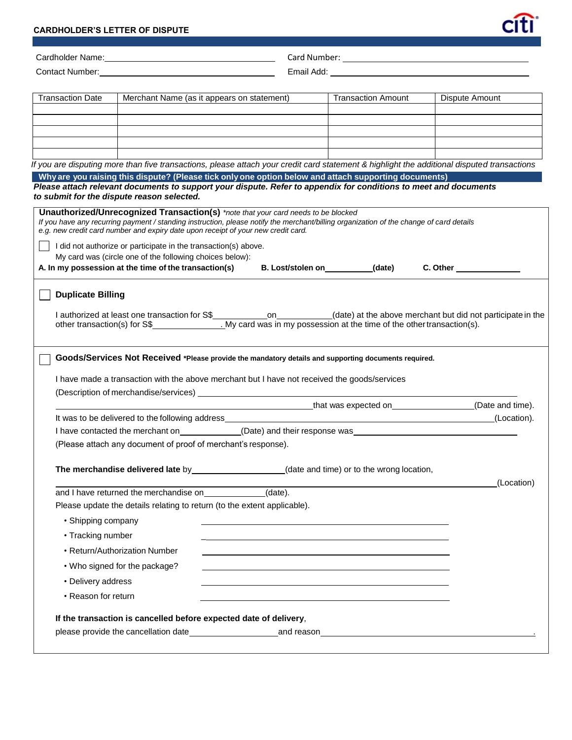## CARDHOLDER'S LETTER OF DISPUTE

Cardholder Name: ______________________ Card Number: ______________________

Contact Number: ______________________ Email Add: ______________________

| Transaction Date | Merchant Name (as it appears on statement) | Transaction Amount | Dispute Amount |
|---|---|---|---|
| | | | |
| | | | |
| | | | |
| | | | |
| | | | |

*If you are disputing more than five transactions, please attach your credit card statement & highlight the additional disputed transactions*

**Why are you raising this dispute? (Please tick only one option below and attach supporting documents)**

***Please attach relevant documents to support your dispute. Refer to appendix for conditions to meet and documents to submit for the dispute reason selected.***

**Unauthorized/Unrecognized Transaction(s)** *\*note that your card needs to be blocked*

*If you have any recurring payment / standing instruction, please notify the merchant/billing organization of the change of card details e.g. new credit card number and expiry date upon receipt of your new credit card.*

☐ I did not authorize or participate in the transaction(s) above.

My card was (circle one of the following choices below):

**A. In my possession at the time of the transaction(s)** **B. Lost/stolen on __________(date)** **C. Other ______________**

☐ **Duplicate Billing**

I authorized at least one transaction for S$__________ on__________ (date) at the above merchant but did not participate in the other transaction(s) for S$______________. My card was in my possession at the time of the other transaction(s).

☐ **Goods/Services Not Received** **\*Please provide the mandatory details and supporting documents required.**

I have made a transaction with the above merchant but I have not received the goods/services

(Description of merchandise/services) ______________________________________________

______________________________ that was expected on ________________ (Date and time).

It was to be delivered to the following address ______________________________ (Location).

I have contacted the merchant on ____________ (Date) and their response was ______________________

(Please attach any document of proof of merchant's response).

**The merchandise delivered late** by __________________ (date and time) or to the wrong location,

______________________________________________________________ (Location)

and I have returned the merchandise on ____________ (date).

Please update the details relating to return (to the extent applicable).

- Shipping company ______________________________
- Tracking number ______________________________
- Return/Authorization Number ______________________________
- Who signed for the package? ______________________________
- Delivery address ______________________________
- Reason for return ______________________________

**If the transaction is cancelled before expected date of delivery**,

please provide the cancellation date ________________ and reason ______________________________.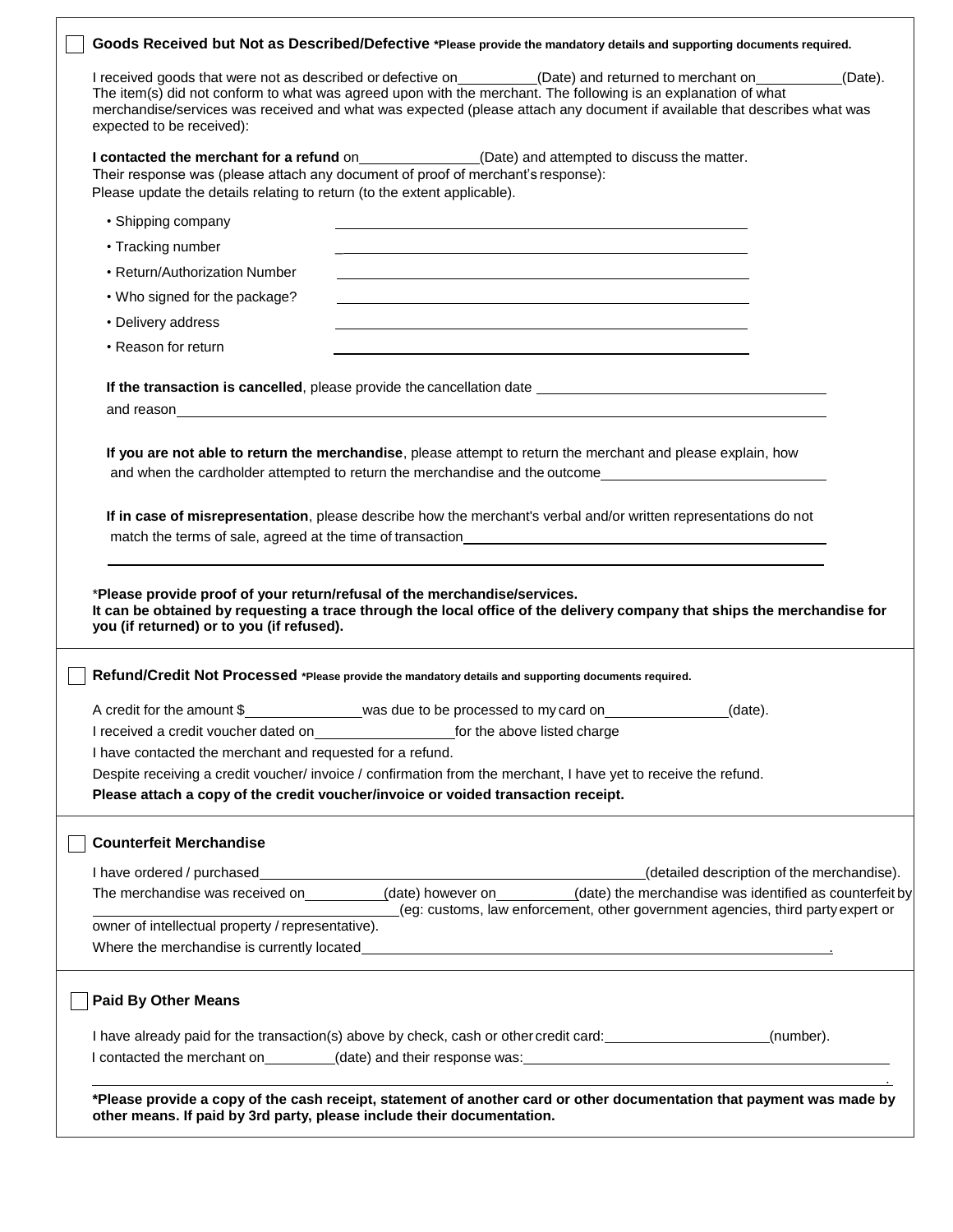☐ **Goods Received but Not as Described/Defective** ***Please provide the mandatory details and supporting documents required.**

I received goods that were not as described or defective on__________(Date) and returned to merchant on___________(Date). The item(s) did not conform to what was agreed upon with the merchant. The following is an explanation of what merchandise/services was received and what was expected (please attach any document if available that describes what was expected to be received):

**I contacted the merchant for a refund** on_______________(Date) and attempted to discuss the matter. Their response was (please attach any document of proof of merchant's response):
Please update the details relating to return (to the extent applicable).

- Shipping company ______________________________
- Tracking number ______________________________
- Return/Authorization Number ______________________________
- Who signed for the package? ______________________________
- Delivery address ______________________________
- Reason for return ______________________________

**If the transaction is cancelled**, please provide the cancellation date ______________________________
and reason ______________________________

**If you are not able to return the merchandise**, please attempt to return the merchant and please explain, how and when the cardholder attempted to return the merchandise and the outcome______________________________

**If in case of misrepresentation**, please describe how the merchant's verbal and/or written representations do not match the terms of sale, agreed at the time of transaction______________________________

______________________________

***Please provide proof of your return/refusal of the merchandise/services.**
**It can be obtained by requesting a trace through the local office of the delivery company that ships the merchandise for you (if returned) or to you (if refused).**

☐ **Refund/Credit Not Processed** ***Please provide the mandatory details and supporting documents required.**

A credit for the amount $_______________was due to be processed to my card on_______________(date).
I received a credit voucher dated on_________________for the above listed charge
I have contacted the merchant and requested for a refund.
Despite receiving a credit voucher/ invoice / confirmation from the merchant, I have yet to receive the refund.
**Please attach a copy of the credit voucher/invoice or voided transaction receipt.**

☐ **Counterfeit Merchandise**

I have ordered / purchased______________________________(detailed description of the merchandise).
The merchandise was received on__________(date) however on_________(date) the merchandise was identified as counterfeit by ______________________________(eg: customs, law enforcement, other government agencies, third party expert or owner of intellectual property / representative).
Where the merchandise is currently located______________________________.

☐ **Paid By Other Means**

I have already paid for the transaction(s) above by check, cash or other credit card:____________________(number).
I contacted the merchant on_________(date) and their response was:______________________________

______________________________.

***Please provide a copy of the cash receipt, statement of another card or other documentation that payment was made by other means. If paid by 3rd party, please include their documentation.**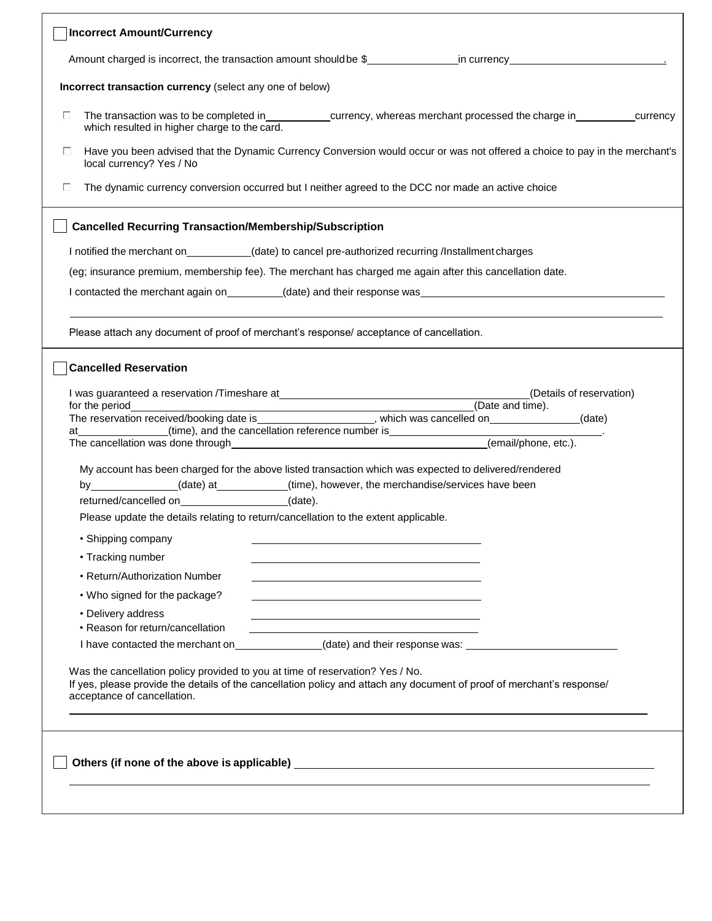☐ **Incorrect Amount/Currency**

Amount charged is incorrect, the transaction amount should be $\_\_\_\_\_\_\_\_\_\_\_\_\_\_\_ in currency\_\_\_\_\_\_\_\_\_\_\_\_\_\_\_\_\_\_\_\_\_\_\_\_\_\_.

**Incorrect transaction currency** (select any one of below)

- ☐ The transaction was to be completed in\_\_\_\_\_\_\_\_\_\_\_ currency, whereas merchant processed the charge in\_\_\_\_\_\_\_\_\_\_ currency which resulted in higher charge to the card.
- ☐ Have you been advised that the Dynamic Currency Conversion would occur or was not offered a choice to pay in the merchant's local currency? Yes / No
- ☐ The dynamic currency conversion occurred but I neither agreed to the DCC nor made an active choice

☐ **Cancelled Recurring Transaction/Membership/Subscription**

I notified the merchant on\_\_\_\_\_\_\_\_\_\_\_(date) to cancel pre-authorized recurring /Installment charges

(eg; insurance premium, membership fee). The merchant has charged me again after this cancellation date.

I contacted the merchant again on\_\_\_\_\_\_\_\_\_(date) and their response was\_\_\_\_\_\_\_\_\_\_\_\_\_\_\_\_\_\_\_\_\_\_\_\_\_\_\_\_\_\_\_\_\_\_\_\_\_\_\_\_\_\_

\_\_\_\_\_\_\_\_\_\_\_\_\_\_\_\_\_\_\_\_\_\_\_\_\_\_\_\_\_\_\_\_\_\_\_\_\_\_\_\_\_\_\_\_\_\_\_\_\_\_\_\_\_\_\_\_\_\_\_\_\_\_\_\_\_\_\_\_\_\_\_\_\_\_\_\_\_\_\_\_\_\_\_\_\_\_\_\_

Please attach any document of proof of merchant's response/ acceptance of cancellation.

☐ **Cancelled Reservation**

I was guaranteed a reservation /Timeshare at\_\_\_\_\_\_\_\_\_\_\_\_\_\_\_\_\_\_\_\_\_\_\_\_\_\_\_\_\_\_\_\_\_\_\_\_\_\_\_\_\_(Details of reservation) for the period\_\_\_\_\_\_\_\_\_\_\_\_\_\_\_\_\_\_\_\_\_\_\_\_\_\_\_\_\_\_\_\_\_\_\_\_\_\_\_\_\_\_\_\_\_\_\_\_\_\_\_\_\_\_\_\_\_\_\_\_(Date and time).
The reservation received/booking date is\_\_\_\_\_\_\_\_\_\_\_\_\_\_\_\_\_\_\_\_, which was cancelled on\_\_\_\_\_\_\_\_\_\_\_\_\_\_\_(date) at\_\_\_\_\_\_\_\_\_\_\_\_\_\_\_(time), and the cancellation reference number is\_\_\_\_\_\_\_\_\_\_\_\_\_\_\_\_\_\_\_\_\_\_\_\_\_\_\_\_\_\_\_\_\_\_\_\_\_\_.
The cancellation was done through\_\_\_\_\_\_\_\_\_\_\_\_\_\_\_\_\_\_\_\_\_\_\_\_\_\_\_\_\_\_\_\_\_\_\_\_\_\_\_\_\_\_\_\_\_(email/phone, etc.).

My account has been charged for the above listed transaction which was expected to delivered/rendered by\_\_\_\_\_\_\_\_\_\_\_\_\_\_\_(date) at\_\_\_\_\_\_\_\_\_\_\_\_(time), however, the merchandise/services have been returned/cancelled on\_\_\_\_\_\_\_\_\_\_\_\_\_\_\_\_\_\_(date).

Please update the details relating to return/cancellation to the extent applicable.

- Shipping company \_\_\_\_\_\_\_\_\_\_\_\_\_\_\_\_\_\_\_\_\_\_\_\_\_\_\_\_\_\_\_\_\_\_\_\_\_\_\_
- Tracking number \_\_\_\_\_\_\_\_\_\_\_\_\_\_\_\_\_\_\_\_\_\_\_\_\_\_\_\_\_\_\_\_\_\_\_\_\_\_\_
- Return/Authorization Number \_\_\_\_\_\_\_\_\_\_\_\_\_\_\_\_\_\_\_\_\_\_\_\_\_\_\_\_\_\_\_\_\_\_\_\_\_\_\_
- Who signed for the package? \_\_\_\_\_\_\_\_\_\_\_\_\_\_\_\_\_\_\_\_\_\_\_\_\_\_\_\_\_\_\_\_\_\_\_\_\_\_\_
- Delivery address \_\_\_\_\_\_\_\_\_\_\_\_\_\_\_\_\_\_\_\_\_\_\_\_\_\_\_\_\_\_\_\_\_\_\_\_\_\_\_
- Reason for return/cancellation \_\_\_\_\_\_\_\_\_\_\_\_\_\_\_\_\_\_\_\_\_\_\_\_\_\_\_\_\_\_\_\_\_\_\_\_\_\_\_

I have contacted the merchant on\_\_\_\_\_\_\_\_\_\_\_\_\_\_\_(date) and their response was: \_\_\_\_\_\_\_\_\_\_\_\_\_\_\_\_\_\_\_\_\_\_\_\_\_\_

Was the cancellation policy provided to you at time of reservation? Yes / No.
If yes, please provide the details of the cancellation policy and attach any document of proof of merchant's response/ acceptance of cancellation.

\_\_\_\_\_\_\_\_\_\_\_\_\_\_\_\_\_\_\_\_\_\_\_\_\_\_\_\_\_\_\_\_\_\_\_\_\_\_\_\_\_\_\_\_\_\_\_\_\_\_\_\_\_\_\_\_\_\_\_\_\_\_\_\_\_\_\_\_\_\_\_\_\_\_\_\_\_\_\_\_\_\_\_\_\_\_\_\_

☐ **Others (if none of the above is applicable)** \_\_\_\_\_\_\_\_\_\_\_\_\_\_\_\_\_\_\_\_\_\_\_\_\_\_\_\_\_\_\_\_\_\_\_\_\_\_\_\_\_\_\_\_\_\_\_\_\_\_\_\_\_\_\_\_\_\_\_\_

\_\_\_\_\_\_\_\_\_\_\_\_\_\_\_\_\_\_\_\_\_\_\_\_\_\_\_\_\_\_\_\_\_\_\_\_\_\_\_\_\_\_\_\_\_\_\_\_\_\_\_\_\_\_\_\_\_\_\_\_\_\_\_\_\_\_\_\_\_\_\_\_\_\_\_\_\_\_\_\_\_\_\_\_\_\_\_\_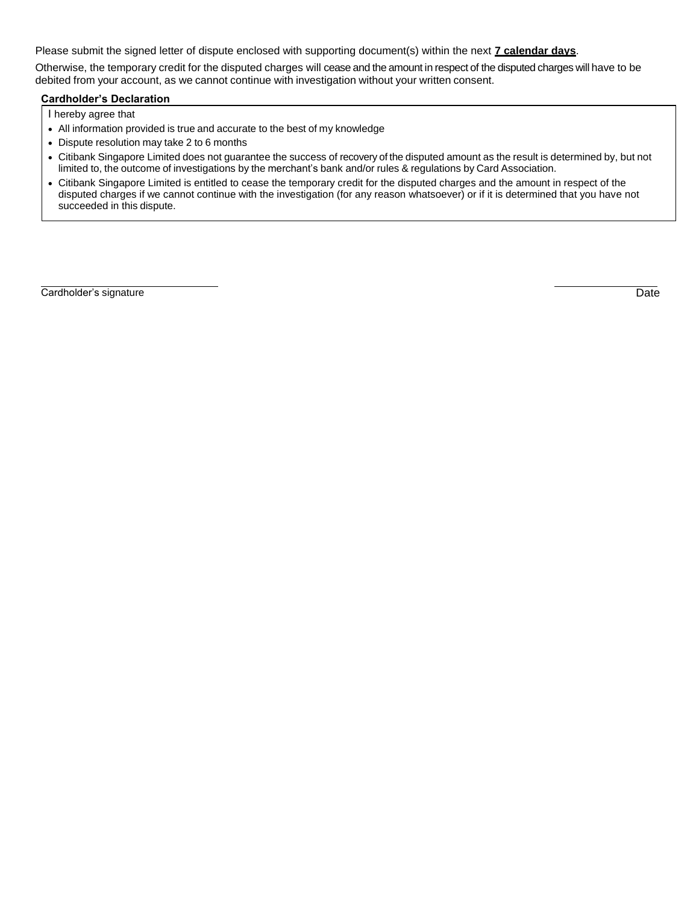Please submit the signed letter of dispute enclosed with supporting document(s) within the next **7 calendar days**.

Otherwise, the temporary credit for the disputed charges will cease and the amount in respect of the disputed charges will have to be debited from your account, as we cannot continue with investigation without your written consent.

**Cardholder's Declaration**

I hereby agree that

- All information provided is true and accurate to the best of my knowledge
- Dispute resolution may take 2 to 6 months
- Citibank Singapore Limited does not guarantee the success of recovery of the disputed amount as the result is determined by, but not limited to, the outcome of investigations by the merchant's bank and/or rules & regulations by Card Association.
- Citibank Singapore Limited is entitled to cease the temporary credit for the disputed charges and the amount in respect of the disputed charges if we cannot continue with the investigation (for any reason whatsoever) or if it is determined that you have not succeeded in this dispute.

Cardholder's signature

Date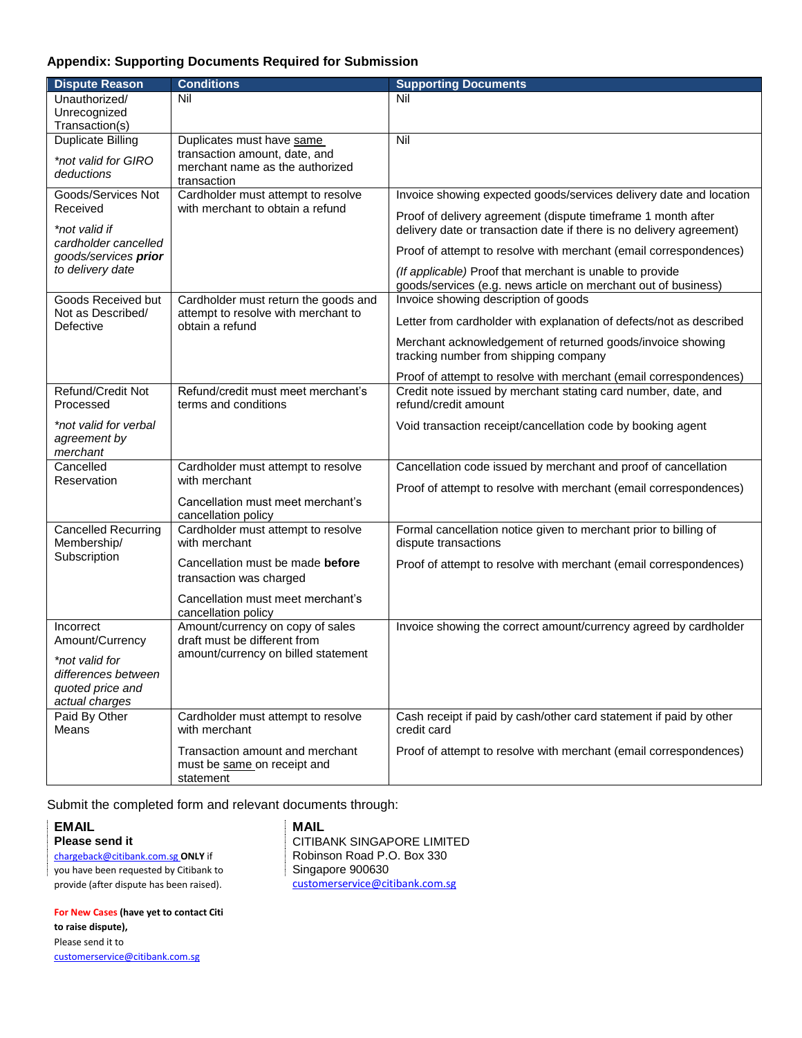### Appendix: Supporting Documents Required for Submission

| Dispute Reason | Conditions | Supporting Documents |
|---|---|---|
| Unauthorized/ Unrecognized Transaction(s) | Nil | Nil |
| Duplicate Billing<br><br>*\*not valid for GIRO deductions* | Duplicates must have <u>same</u> transaction amount, date, and merchant name as the authorized transaction | Nil |
| Goods/Services Not Received<br><br>*\*not valid if cardholder cancelled goods/services **prior** to delivery date* | Cardholder must attempt to resolve with merchant to obtain a refund | Invoice showing expected goods/services delivery date and location<br><br>Proof of delivery agreement (dispute timeframe 1 month after delivery date or transaction date if there is no delivery agreement)<br><br>Proof of attempt to resolve with merchant (email correspondences)<br><br>*(If applicable)* Proof that merchant is unable to provide goods/services (e.g. news article on merchant out of business) |
| Goods Received but Not as Described/ Defective | Cardholder must return the goods and attempt to resolve with merchant to obtain a refund | Invoice showing description of goods<br><br>Letter from cardholder with explanation of defects/not as described<br><br>Merchant acknowledgement of returned goods/invoice showing tracking number from shipping company<br><br>Proof of attempt to resolve with merchant (email correspondences) |
| Refund/Credit Not Processed<br><br>*\*not valid for verbal agreement by merchant* | Refund/credit must meet merchant's terms and conditions | Credit note issued by merchant stating card number, date, and refund/credit amount<br><br>Void transaction receipt/cancellation code by booking agent |
| Cancelled Reservation | Cardholder must attempt to resolve with merchant<br><br>Cancellation must meet merchant's cancellation policy | Cancellation code issued by merchant and proof of cancellation<br><br>Proof of attempt to resolve with merchant (email correspondences) |
| Cancelled Recurring Membership/ Subscription | Cardholder must attempt to resolve with merchant<br><br>Cancellation must be made **before** transaction was charged<br><br>Cancellation must meet merchant's cancellation policy | Formal cancellation notice given to merchant prior to billing of dispute transactions<br><br>Proof of attempt to resolve with merchant (email correspondences) |
| Incorrect Amount/Currency<br><br>*\*not valid for differences between quoted price and actual charges* | Amount/currency on copy of sales draft must be different from amount/currency on billed statement | Invoice showing the correct amount/currency agreed by cardholder |
| Paid By Other Means | Cardholder must attempt to resolve with merchant<br><br>Transaction amount and merchant must be <u>same</u> on receipt and statement | Cash receipt if paid by cash/other card statement if paid by other credit card<br><br>Proof of attempt to resolve with merchant (email correspondences) |

Submit the completed form and relevant documents through:

**EMAIL**

**Please send it**

chargeback@citibank.com.sg **ONLY** if you have been requested by Citibank to provide (after dispute has been raised).

**For New Cases (have yet to contact Citi to raise dispute),**

Please send it to customerservice@citibank.com.sg

**MAIL**

CITIBANK SINGAPORE LIMITED
Robinson Road P.O. Box 330
Singapore 900630
customerservice@citibank.com.sg